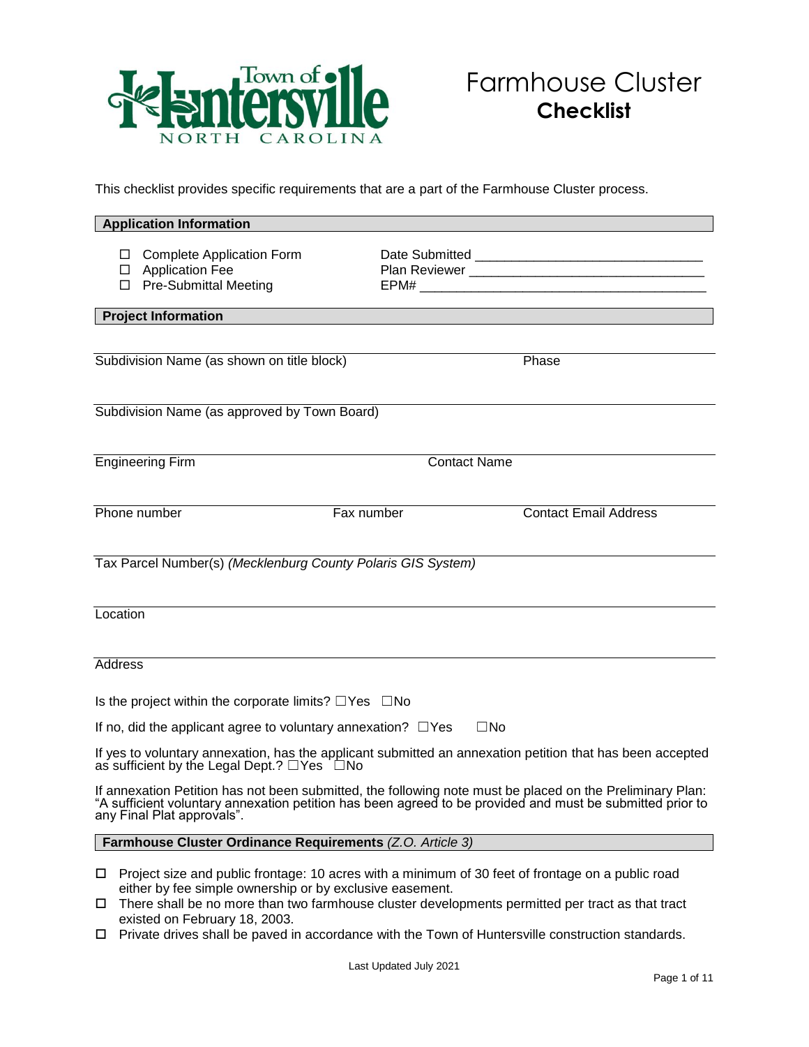Town of Huntersville
NORTH CAROLINA

# Farmhouse Cluster Checklist

This checklist provides specific requirements that are a part of the Farmhouse Cluster process.

## Application Information

- ☐ Complete Application Form
- ☐ Application Fee
- ☐ Pre-Submittal Meeting

Date Submitted ______________________________

Plan Reviewer ______________________________

EPM# ______________________________

## Project Information

Subdivision Name (as shown on title block) ______________ Phase ______________

Subdivision Name (as approved by Town Board) ______________________________

Engineering Firm ______________ Contact Name ______________

Phone number ______________ Fax number ______________ Contact Email Address ______________

Tax Parcel Number(s) *(Mecklenburg County Polaris GIS System)* ______________________________

Location ______________________________

Address ______________________________

Is the project within the corporate limits? ☐Yes ☐No

If no, did the applicant agree to voluntary annexation? ☐Yes ☐No

If yes to voluntary annexation, has the applicant submitted an annexation petition that has been accepted as sufficient by the Legal Dept.? ☐Yes ☐No

If annexation Petition has not been submitted, the following note must be placed on the Preliminary Plan: "A sufficient voluntary annexation petition has been agreed to be provided and must be submitted prior to any Final Plat approvals".

## Farmhouse Cluster Ordinance Requirements *(Z.O. Article 3)*

- ☐ Project size and public frontage: 10 acres with a minimum of 30 feet of frontage on a public road either by fee simple ownership or by exclusive easement.
- ☐ There shall be no more than two farmhouse cluster developments permitted per tract as that tract existed on February 18, 2003.
- ☐ Private drives shall be paved in accordance with the Town of Huntersville construction standards.

Last Updated July 2021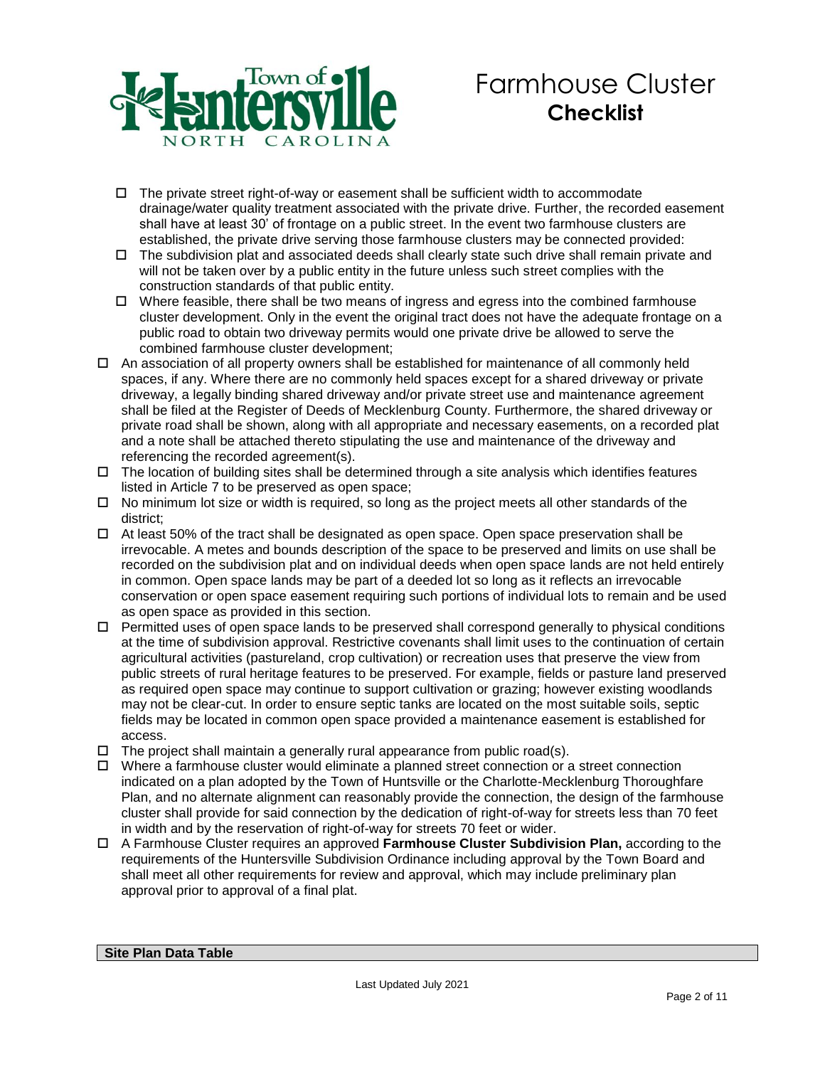- ☐ The private street right-of-way or easement shall be sufficient width to accommodate drainage/water quality treatment associated with the private drive. Further, the recorded easement shall have at least 30' of frontage on a public street. In the event two farmhouse clusters are established, the private drive serving those farmhouse clusters may be connected provided:
  - ☐ The subdivision plat and associated deeds shall clearly state such drive shall remain private and will not be taken over by a public entity in the future unless such street complies with the construction standards of that public entity.
  - ☐ Where feasible, there shall be two means of ingress and egress into the combined farmhouse cluster development. Only in the event the original tract does not have the adequate frontage on a public road to obtain two driveway permits would one private drive be allowed to serve the combined farmhouse cluster development;
- ☐ An association of all property owners shall be established for maintenance of all commonly held spaces, if any. Where there are no commonly held spaces except for a shared driveway or private driveway, a legally binding shared driveway and/or private street use and maintenance agreement shall be filed at the Register of Deeds of Mecklenburg County. Furthermore, the shared driveway or private road shall be shown, along with all appropriate and necessary easements, on a recorded plat and a note shall be attached thereto stipulating the use and maintenance of the driveway and referencing the recorded agreement(s).
- ☐ The location of building sites shall be determined through a site analysis which identifies features listed in Article 7 to be preserved as open space;
- ☐ No minimum lot size or width is required, so long as the project meets all other standards of the district;
- ☐ At least 50% of the tract shall be designated as open space. Open space preservation shall be irrevocable. A metes and bounds description of the space to be preserved and limits on use shall be recorded on the subdivision plat and on individual deeds when open space lands are not held entirely in common. Open space lands may be part of a deeded lot so long as it reflects an irrevocable conservation or open space easement requiring such portions of individual lots to remain and be used as open space as provided in this section.
- ☐ Permitted uses of open space lands to be preserved shall correspond generally to physical conditions at the time of subdivision approval. Restrictive covenants shall limit uses to the continuation of certain agricultural activities (pastureland, crop cultivation) or recreation uses that preserve the view from public streets of rural heritage features to be preserved. For example, fields or pasture land preserved as required open space may continue to support cultivation or grazing; however existing woodlands may not be clear-cut. In order to ensure septic tanks are located on the most suitable soils, septic fields may be located in common open space provided a maintenance easement is established for access.
- ☐ The project shall maintain a generally rural appearance from public road(s).
- ☐ Where a farmhouse cluster would eliminate a planned street connection or a street connection indicated on a plan adopted by the Town of Huntsville or the Charlotte-Mecklenburg Thoroughfare Plan, and no alternate alignment can reasonably provide the connection, the design of the farmhouse cluster shall provide for said connection by the dedication of right-of-way for streets less than 70 feet in width and by the reservation of right-of-way for streets 70 feet or wider.
- ☐ A Farmhouse Cluster requires an approved **Farmhouse Cluster Subdivision Plan,** according to the requirements of the Huntersville Subdivision Ordinance including approval by the Town Board and shall meet all other requirements for review and approval, which may include preliminary plan approval prior to approval of a final plat.

**Site Plan Data Table**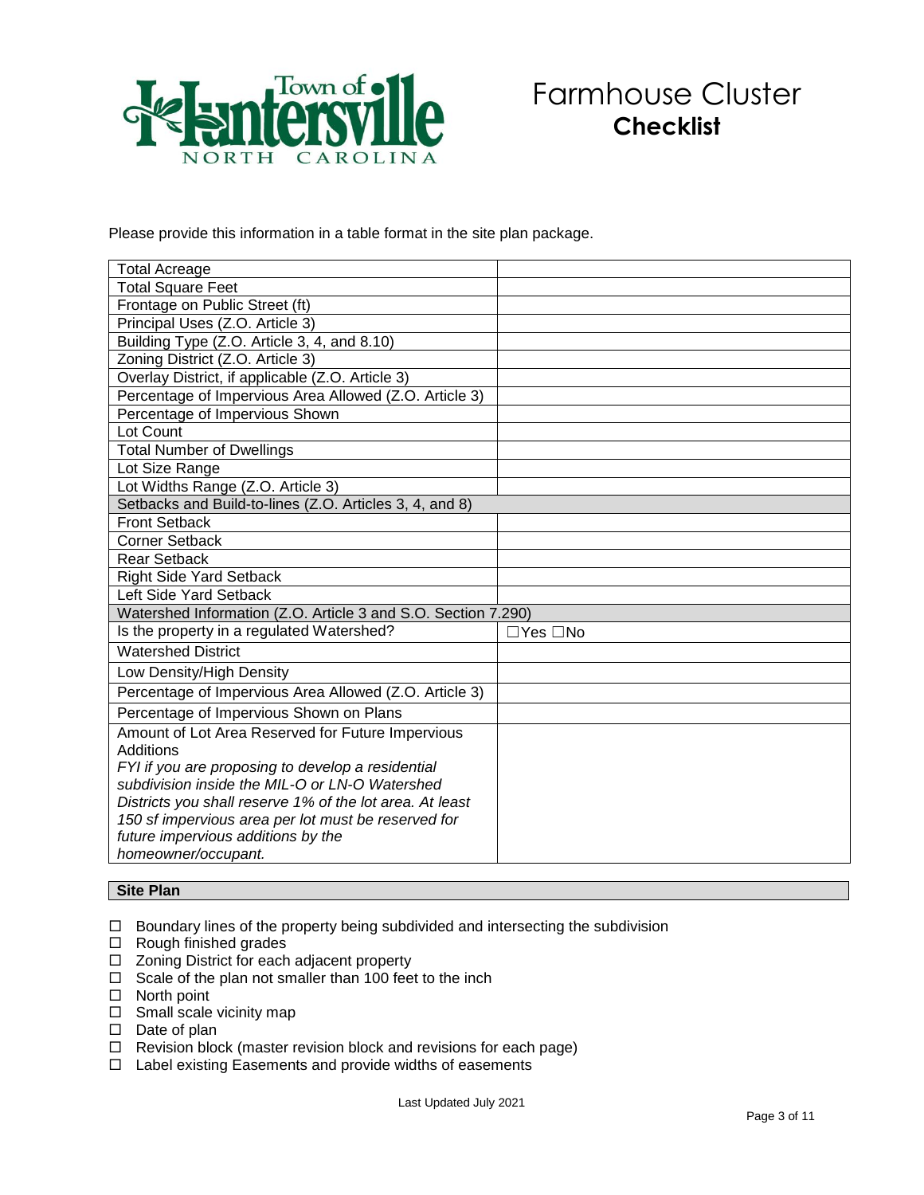# Farmhouse Cluster
## Checklist

Please provide this information in a table format in the site plan package.

| | |
|---|---|
| Total Acreage | |
| Total Square Feet | |
| Frontage on Public Street (ft) | |
| Principal Uses (Z.O. Article 3) | |
| Building Type (Z.O. Article 3, 4, and 8.10) | |
| Zoning District (Z.O. Article 3) | |
| Overlay District, if applicable (Z.O. Article 3) | |
| Percentage of Impervious Area Allowed (Z.O. Article 3) | |
| Percentage of Impervious Shown | |
| Lot Count | |
| Total Number of Dwellings | |
| Lot Size Range | |
| Lot Widths Range (Z.O. Article 3) | |
| **Setbacks and Build-to-lines (Z.O. Articles 3, 4, and 8)** | |
| Front Setback | |
| Corner Setback | |
| Rear Setback | |
| Right Side Yard Setback | |
| Left Side Yard Setback | |
| **Watershed Information (Z.O. Article 3 and S.O. Section 7.290)** | |
| Is the property in a regulated Watershed? | ☐Yes ☐No |
| Watershed District | |
| Low Density/High Density | |
| Percentage of Impervious Area Allowed (Z.O. Article 3) | |
| Percentage of Impervious Shown on Plans | |
| Amount of Lot Area Reserved for Future Impervious Additions *FYI if you are proposing to develop a residential subdivision inside the MIL-O or LN-O Watershed Districts you shall reserve 1% of the lot area. At least 150 sf impervious area per lot must be reserved for future impervious additions by the homeowner/occupant.* | |

### Site Plan

- ☐ Boundary lines of the property being subdivided and intersecting the subdivision
- ☐ Rough finished grades
- ☐ Zoning District for each adjacent property
- ☐ Scale of the plan not smaller than 100 feet to the inch
- ☐ North point
- ☐ Small scale vicinity map
- ☐ Date of plan
- ☐ Revision block (master revision block and revisions for each page)
- ☐ Label existing Easements and provide widths of easements

Last Updated July 2021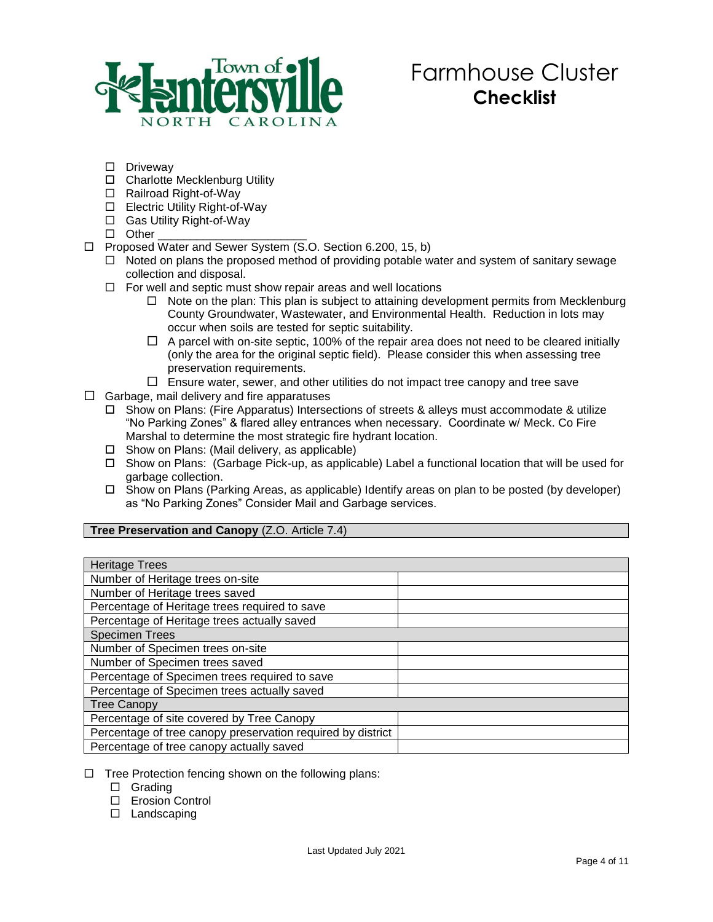# Farmhouse Cluster **Checklist**

- ☐ Driveway
  - ☐ Charlotte Mecklenburg Utility
  - ☐ Railroad Right-of-Way
  - ☐ Electric Utility Right-of-Way
  - ☐ Gas Utility Right-of-Way
  - ☐ Other ______________________
- ☐ Proposed Water and Sewer System (S.O. Section 6.200, 15, b)
  - ☐ Noted on plans the proposed method of providing potable water and system of sanitary sewage collection and disposal.
  - ☐ For well and septic must show repair areas and well locations
    - ☐ Note on the plan: This plan is subject to attaining development permits from Mecklenburg County Groundwater, Wastewater, and Environmental Health. Reduction in lots may occur when soils are tested for septic suitability.
    - ☐ A parcel with on-site septic, 100% of the repair area does not need to be cleared initially (only the area for the original septic field). Please consider this when assessing tree preservation requirements.
    - ☐ Ensure water, sewer, and other utilities do not impact tree canopy and tree save
- ☐ Garbage, mail delivery and fire apparatuses
  - ☐ Show on Plans: (Fire Apparatus) Intersections of streets & alleys must accommodate & utilize "No Parking Zones" & flared alley entrances when necessary. Coordinate w/ Meck. Co Fire Marshal to determine the most strategic fire hydrant location.
  - ☐ Show on Plans: (Mail delivery, as applicable)
  - ☐ Show on Plans: (Garbage Pick-up, as applicable) Label a functional location that will be used for garbage collection.
  - ☐ Show on Plans (Parking Areas, as applicable) Identify areas on plan to be posted (by developer) as "No Parking Zones" Consider Mail and Garbage services.

## **Tree Preservation and Canopy** (Z.O. Article 7.4)

| Heritage Trees | |
|---|---|
| Number of Heritage trees on-site | |
| Number of Heritage trees saved | |
| Percentage of Heritage trees required to save | |
| Percentage of Heritage trees actually saved | |
| Specimen Trees | |
| Number of Specimen trees on-site | |
| Number of Specimen trees saved | |
| Percentage of Specimen trees required to save | |
| Percentage of Specimen trees actually saved | |
| Tree Canopy | |
| Percentage of site covered by Tree Canopy | |
| Percentage of tree canopy preservation required by district | |
| Percentage of tree canopy actually saved | |

- ☐ Tree Protection fencing shown on the following plans:
  - ☐ Grading
  - ☐ Erosion Control
  - ☐ Landscaping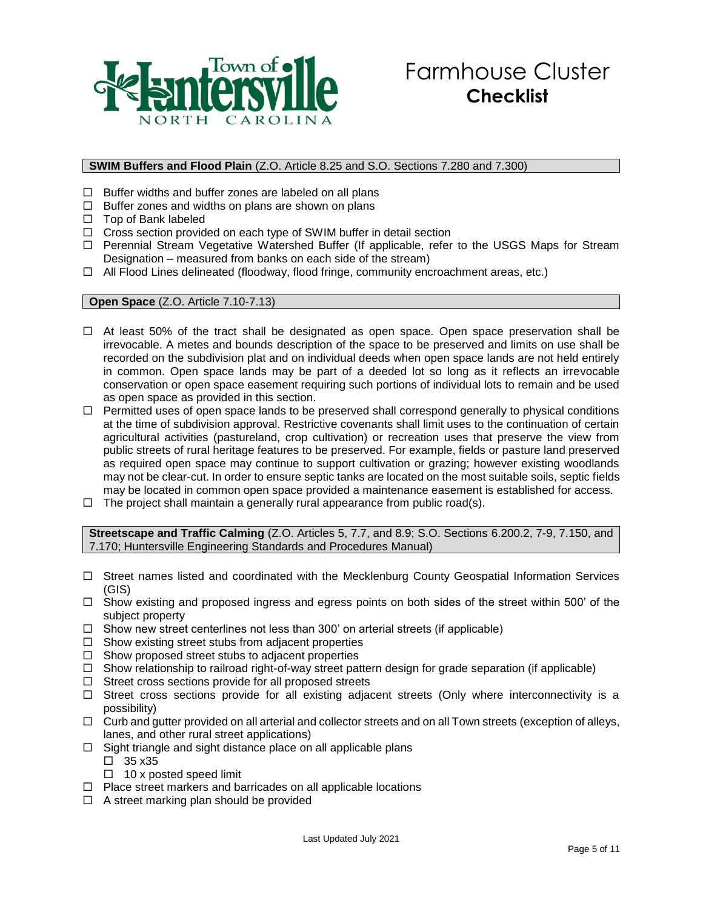# Farmhouse Cluster **Checklist**

**SWIM Buffers and Flood Plain** (Z.O. Article 8.25 and S.O. Sections 7.280 and 7.300)

- ☐ Buffer widths and buffer zones are labeled on all plans
- ☐ Buffer zones and widths on plans are shown on plans
- ☐ Top of Bank labeled
- ☐ Cross section provided on each type of SWIM buffer in detail section
- ☐ Perennial Stream Vegetative Watershed Buffer (If applicable, refer to the USGS Maps for Stream Designation – measured from banks on each side of the stream)
- ☐ All Flood Lines delineated (floodway, flood fringe, community encroachment areas, etc.)

**Open Space** (Z.O. Article 7.10-7.13)

- ☐ At least 50% of the tract shall be designated as open space. Open space preservation shall be irrevocable. A metes and bounds description of the space to be preserved and limits on use shall be recorded on the subdivision plat and on individual deeds when open space lands are not held entirely in common. Open space lands may be part of a deeded lot so long as it reflects an irrevocable conservation or open space easement requiring such portions of individual lots to remain and be used as open space as provided in this section.
- ☐ Permitted uses of open space lands to be preserved shall correspond generally to physical conditions at the time of subdivision approval. Restrictive covenants shall limit uses to the continuation of certain agricultural activities (pastureland, crop cultivation) or recreation uses that preserve the view from public streets of rural heritage features to be preserved. For example, fields or pasture land preserved as required open space may continue to support cultivation or grazing; however existing woodlands may not be clear-cut. In order to ensure septic tanks are located on the most suitable soils, septic fields may be located in common open space provided a maintenance easement is established for access.
- ☐ The project shall maintain a generally rural appearance from public road(s).

**Streetscape and Traffic Calming** (Z.O. Articles 5, 7.7, and 8.9; S.O. Sections 6.200.2, 7-9, 7.150, and 7.170; Huntersville Engineering Standards and Procedures Manual)

- ☐ Street names listed and coordinated with the Mecklenburg County Geospatial Information Services (GIS)
- ☐ Show existing and proposed ingress and egress points on both sides of the street within 500' of the subject property
- ☐ Show new street centerlines not less than 300' on arterial streets (if applicable)
- ☐ Show existing street stubs from adjacent properties
- ☐ Show proposed street stubs to adjacent properties
- ☐ Show relationship to railroad right-of-way street pattern design for grade separation (if applicable)
- ☐ Street cross sections provide for all proposed streets
- ☐ Street cross sections provide for all existing adjacent streets (Only where interconnectivity is a possibility)
- ☐ Curb and gutter provided on all arterial and collector streets and on all Town streets (exception of alleys, lanes, and other rural street applications)
- ☐ Sight triangle and sight distance place on all applicable plans
  - ☐ 35 x35
  - ☐ 10 x posted speed limit
- ☐ Place street markers and barricades on all applicable locations
- ☐ A street marking plan should be provided

Last Updated July 2021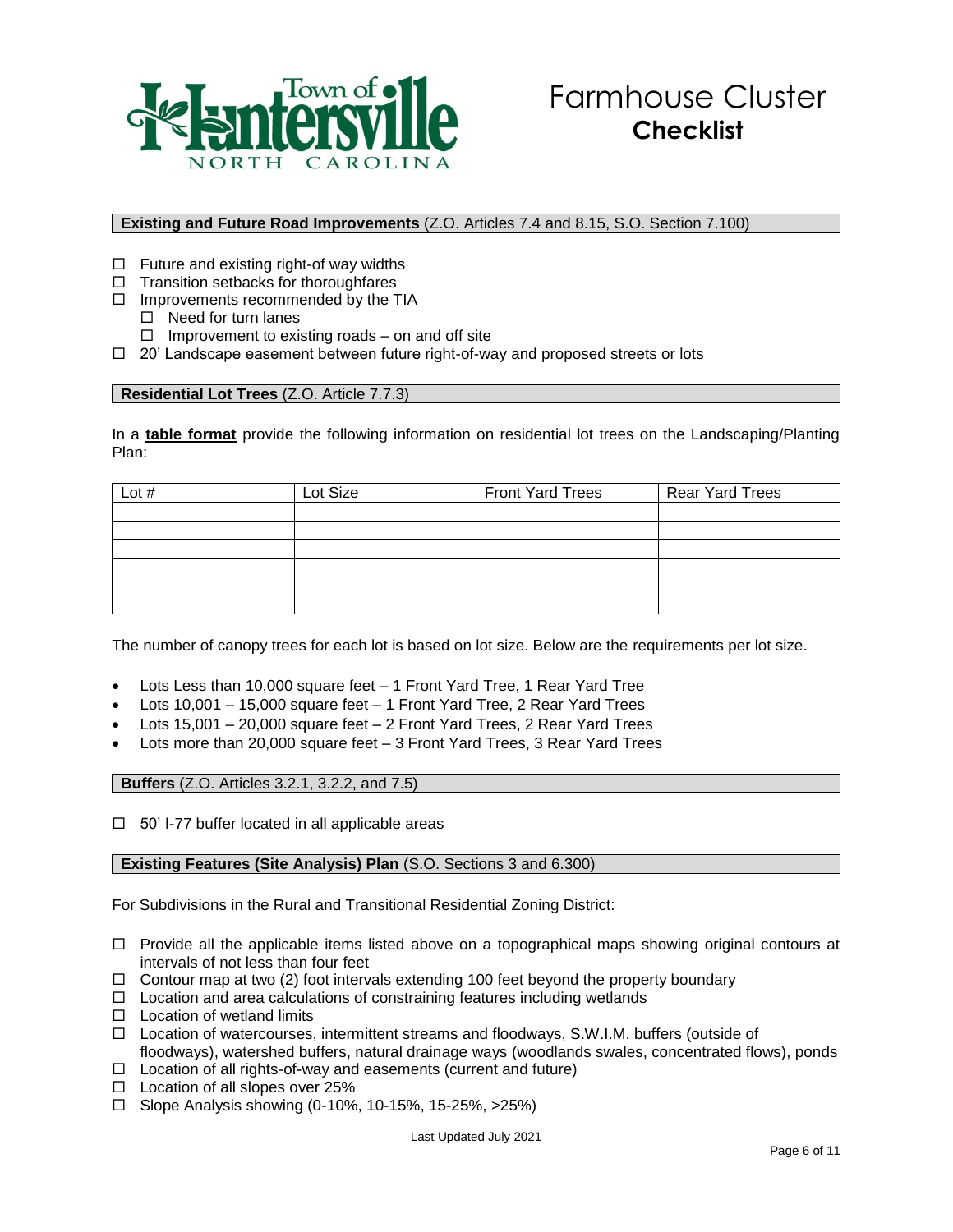Town of Huntersville NORTH CAROLINA

# Farmhouse Cluster **Checklist**

## **Existing and Future Road Improvements** (Z.O. Articles 7.4 and 8.15, S.O. Section 7.100)

- ☐ Future and existing right-of way widths
- ☐ Transition setbacks for thoroughfares
- ☐ Improvements recommended by the TIA
  - ☐ Need for turn lanes
  - ☐ Improvement to existing roads – on and off site
- ☐ 20' Landscape easement between future right-of-way and proposed streets or lots

## **Residential Lot Trees** (Z.O. Article 7.7.3)

In a **table format** provide the following information on residential lot trees on the Landscaping/Planting Plan:

| Lot # | Lot Size | Front Yard Trees | Rear Yard Trees |
|---|---|---|---|
| | | | |
| | | | |
| | | | |
| | | | |
| | | | |
| | | | |

The number of canopy trees for each lot is based on lot size. Below are the requirements per lot size.

- Lots Less than 10,000 square feet – 1 Front Yard Tree, 1 Rear Yard Tree
- Lots 10,001 – 15,000 square feet – 1 Front Yard Tree, 2 Rear Yard Trees
- Lots 15,001 – 20,000 square feet – 2 Front Yard Trees, 2 Rear Yard Trees
- Lots more than 20,000 square feet – 3 Front Yard Trees, 3 Rear Yard Trees

## **Buffers** (Z.O. Articles 3.2.1, 3.2.2, and 7.5)

- ☐ 50' I-77 buffer located in all applicable areas

## **Existing Features (Site Analysis) Plan** (S.O. Sections 3 and 6.300)

For Subdivisions in the Rural and Transitional Residential Zoning District:

- ☐ Provide all the applicable items listed above on a topographical maps showing original contours at intervals of not less than four feet
- ☐ Contour map at two (2) foot intervals extending 100 feet beyond the property boundary
- ☐ Location and area calculations of constraining features including wetlands
- ☐ Location of wetland limits
- ☐ Location of watercourses, intermittent streams and floodways, S.W.I.M. buffers (outside of floodways), watershed buffers, natural drainage ways (woodlands swales, concentrated flows), ponds
- ☐ Location of all rights-of-way and easements (current and future)
- ☐ Location of all slopes over 25%
- ☐ Slope Analysis showing (0-10%, 10-15%, 15-25%, >25%)

Last Updated July 2021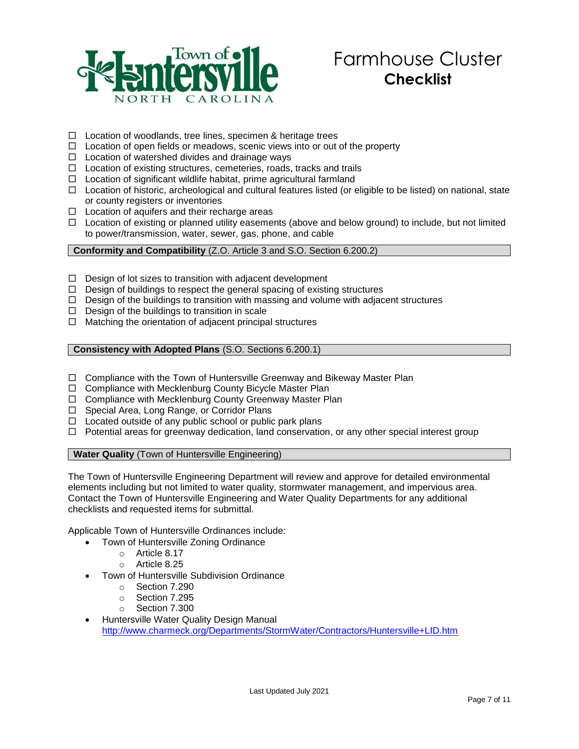# Farmhouse Cluster Checklist

- ☐ Location of woodlands, tree lines, specimen & heritage trees
- ☐ Location of open fields or meadows, scenic views into or out of the property
- ☐ Location of watershed divides and drainage ways
- ☐ Location of existing structures, cemeteries, roads, tracks and trails
- ☐ Location of significant wildlife habitat, prime agricultural farmland
- ☐ Location of historic, archeological and cultural features listed (or eligible to be listed) on national, state or county registers or inventories
- ☐ Location of aquifers and their recharge areas
- ☐ Location of existing or planned utility easements (above and below ground) to include, but not limited to power/transmission, water, sewer, gas, phone, and cable

## **Conformity and Compatibility** (Z.O. Article 3 and S.O. Section 6.200.2)

- ☐ Design of lot sizes to transition with adjacent development
- ☐ Design of buildings to respect the general spacing of existing structures
- ☐ Design of the buildings to transition with massing and volume with adjacent structures
- ☐ Design of the buildings to transition in scale
- ☐ Matching the orientation of adjacent principal structures

## **Consistency with Adopted Plans** (S.O. Sections 6.200.1)

- ☐ Compliance with the Town of Huntersville Greenway and Bikeway Master Plan
- ☐ Compliance with Mecklenburg County Bicycle Master Plan
- ☐ Compliance with Mecklenburg County Greenway Master Plan
- ☐ Special Area, Long Range, or Corridor Plans
- ☐ Located outside of any public school or public park plans
- ☐ Potential areas for greenway dedication, land conservation, or any other special interest group

## **Water Quality** (Town of Huntersville Engineering)

The Town of Huntersville Engineering Department will review and approve for detailed environmental elements including but not limited to water quality, stormwater management, and impervious area. Contact the Town of Huntersville Engineering and Water Quality Departments for any additional checklists and requested items for submittal.

Applicable Town of Huntersville Ordinances include:

- Town of Huntersville Zoning Ordinance
  - Article 8.17
  - Article 8.25
- Town of Huntersville Subdivision Ordinance
  - Section 7.290
  - Section 7.295
  - Section 7.300
- Huntersville Water Quality Design Manual
  http://www.charmeck.org/Departments/StormWater/Contractors/Huntersville+LID.htm

Last Updated July 2021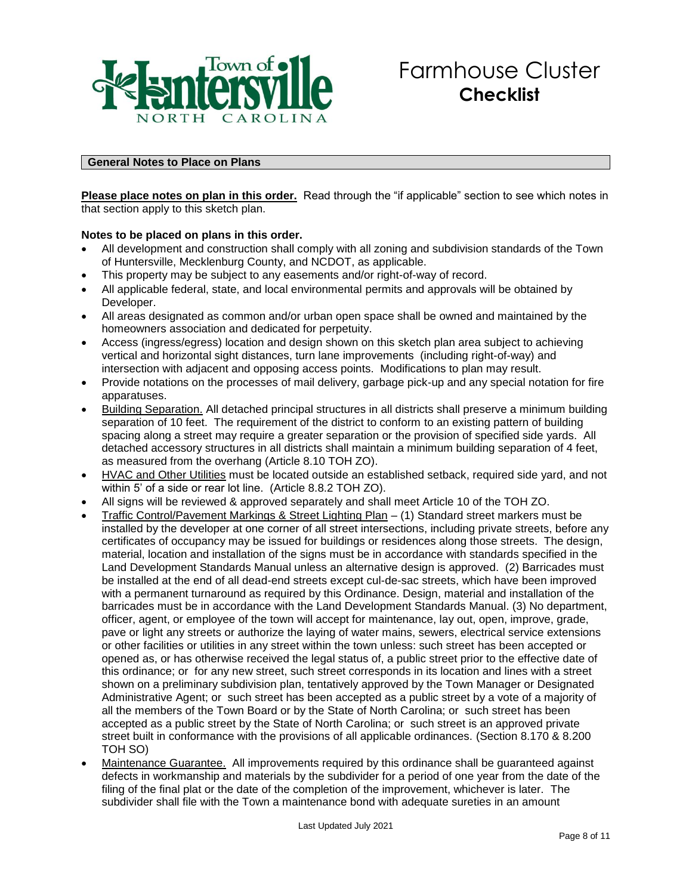# Farmhouse Cluster
## Checklist

### General Notes to Place on Plans

**Please place notes on plan in this order.** Read through the "if applicable" section to see which notes in that section apply to this sketch plan.

**Notes to be placed on plans in this order.**

- All development and construction shall comply with all zoning and subdivision standards of the Town of Huntersville, Mecklenburg County, and NCDOT, as applicable.
- This property may be subject to any easements and/or right-of-way of record.
- All applicable federal, state, and local environmental permits and approvals will be obtained by Developer.
- All areas designated as common and/or urban open space shall be owned and maintained by the homeowners association and dedicated for perpetuity.
- Access (ingress/egress) location and design shown on this sketch plan area subject to achieving vertical and horizontal sight distances, turn lane improvements (including right-of-way) and intersection with adjacent and opposing access points. Modifications to plan may result.
- Provide notations on the processes of mail delivery, garbage pick-up and any special notation for fire apparatuses.
- Building Separation. All detached principal structures in all districts shall preserve a minimum building separation of 10 feet. The requirement of the district to conform to an existing pattern of building spacing along a street may require a greater separation or the provision of specified side yards. All detached accessory structures in all districts shall maintain a minimum building separation of 4 feet, as measured from the overhang (Article 8.10 TOH ZO).
- HVAC and Other Utilities must be located outside an established setback, required side yard, and not within 5' of a side or rear lot line. (Article 8.8.2 TOH ZO).
- All signs will be reviewed & approved separately and shall meet Article 10 of the TOH ZO.
- Traffic Control/Pavement Markings & Street Lighting Plan – (1) Standard street markers must be installed by the developer at one corner of all street intersections, including private streets, before any certificates of occupancy may be issued for buildings or residences along those streets. The design, material, location and installation of the signs must be in accordance with standards specified in the Land Development Standards Manual unless an alternative design is approved. (2) Barricades must be installed at the end of all dead-end streets except cul-de-sac streets, which have been improved with a permanent turnaround as required by this Ordinance. Design, material and installation of the barricades must be in accordance with the Land Development Standards Manual. (3) No department, officer, agent, or employee of the town will accept for maintenance, lay out, open, improve, grade, pave or light any streets or authorize the laying of water mains, sewers, electrical service extensions or other facilities or utilities in any street within the town unless: such street has been accepted or opened as, or has otherwise received the legal status of, a public street prior to the effective date of this ordinance; or for any new street, such street corresponds in its location and lines with a street shown on a preliminary subdivision plan, tentatively approved by the Town Manager or Designated Administrative Agent; or such street has been accepted as a public street by a vote of a majority of all the members of the Town Board or by the State of North Carolina; or such street has been accepted as a public street by the State of North Carolina; or such street is an approved private street built in conformance with the provisions of all applicable ordinances. (Section 8.170 & 8.200 TOH SO)
- Maintenance Guarantee. All improvements required by this ordinance shall be guaranteed against defects in workmanship and materials by the subdivider for a period of one year from the date of the filing of the final plat or the date of the completion of the improvement, whichever is later. The subdivider shall file with the Town a maintenance bond with adequate sureties in an amount

Last Updated July 2021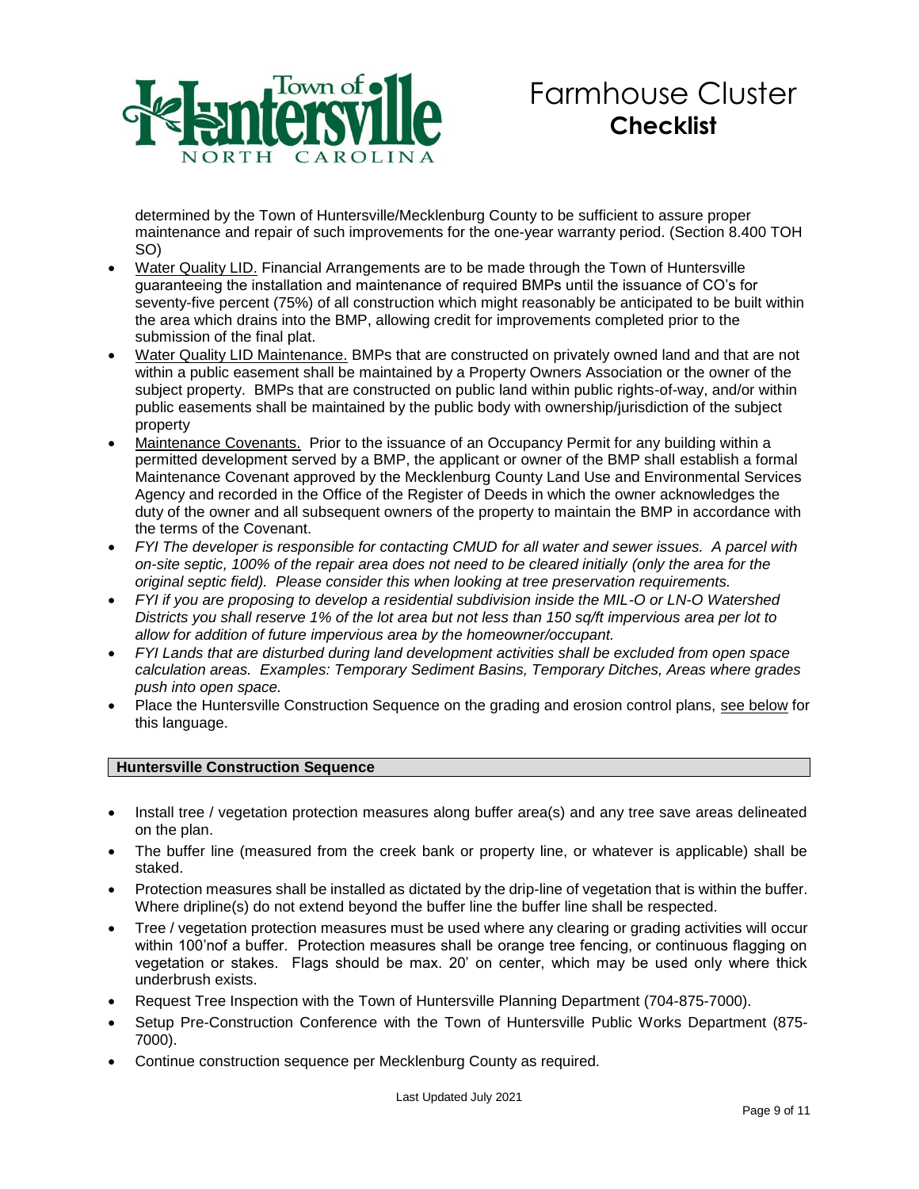determined by the Town of Huntersville/Mecklenburg County to be sufficient to assure proper maintenance and repair of such improvements for the one-year warranty period. (Section 8.400 TOH SO)

- Water Quality LID. Financial Arrangements are to be made through the Town of Huntersville guaranteeing the installation and maintenance of required BMPs until the issuance of CO's for seventy-five percent (75%) of all construction which might reasonably be anticipated to be built within the area which drains into the BMP, allowing credit for improvements completed prior to the submission of the final plat.
- Water Quality LID Maintenance. BMPs that are constructed on privately owned land and that are not within a public easement shall be maintained by a Property Owners Association or the owner of the subject property. BMPs that are constructed on public land within public rights-of-way, and/or within public easements shall be maintained by the public body with ownership/jurisdiction of the subject property
- Maintenance Covenants. Prior to the issuance of an Occupancy Permit for any building within a permitted development served by a BMP, the applicant or owner of the BMP shall establish a formal Maintenance Covenant approved by the Mecklenburg County Land Use and Environmental Services Agency and recorded in the Office of the Register of Deeds in which the owner acknowledges the duty of the owner and all subsequent owners of the property to maintain the BMP in accordance with the terms of the Covenant.
- *FYI The developer is responsible for contacting CMUD for all water and sewer issues. A parcel with on-site septic, 100% of the repair area does not need to be cleared initially (only the area for the original septic field). Please consider this when looking at tree preservation requirements.*
- *FYI if you are proposing to develop a residential subdivision inside the MIL-O or LN-O Watershed Districts you shall reserve 1% of the lot area but not less than 150 sq/ft impervious area per lot to allow for addition of future impervious area by the homeowner/occupant.*
- *FYI Lands that are disturbed during land development activities shall be excluded from open space calculation areas. Examples: Temporary Sediment Basins, Temporary Ditches, Areas where grades push into open space.*
- Place the Huntersville Construction Sequence on the grading and erosion control plans, see below for this language.

**Huntersville Construction Sequence**

- Install tree / vegetation protection measures along buffer area(s) and any tree save areas delineated on the plan.
- The buffer line (measured from the creek bank or property line, or whatever is applicable) shall be staked.
- Protection measures shall be installed as dictated by the drip-line of vegetation that is within the buffer. Where dripline(s) do not extend beyond the buffer line the buffer line shall be respected.
- Tree / vegetation protection measures must be used where any clearing or grading activities will occur within 100'nof a buffer. Protection measures shall be orange tree fencing, or continuous flagging on vegetation or stakes. Flags should be max. 20' on center, which may be used only where thick underbrush exists.
- Request Tree Inspection with the Town of Huntersville Planning Department (704-875-7000).
- Setup Pre-Construction Conference with the Town of Huntersville Public Works Department (875-7000).
- Continue construction sequence per Mecklenburg County as required.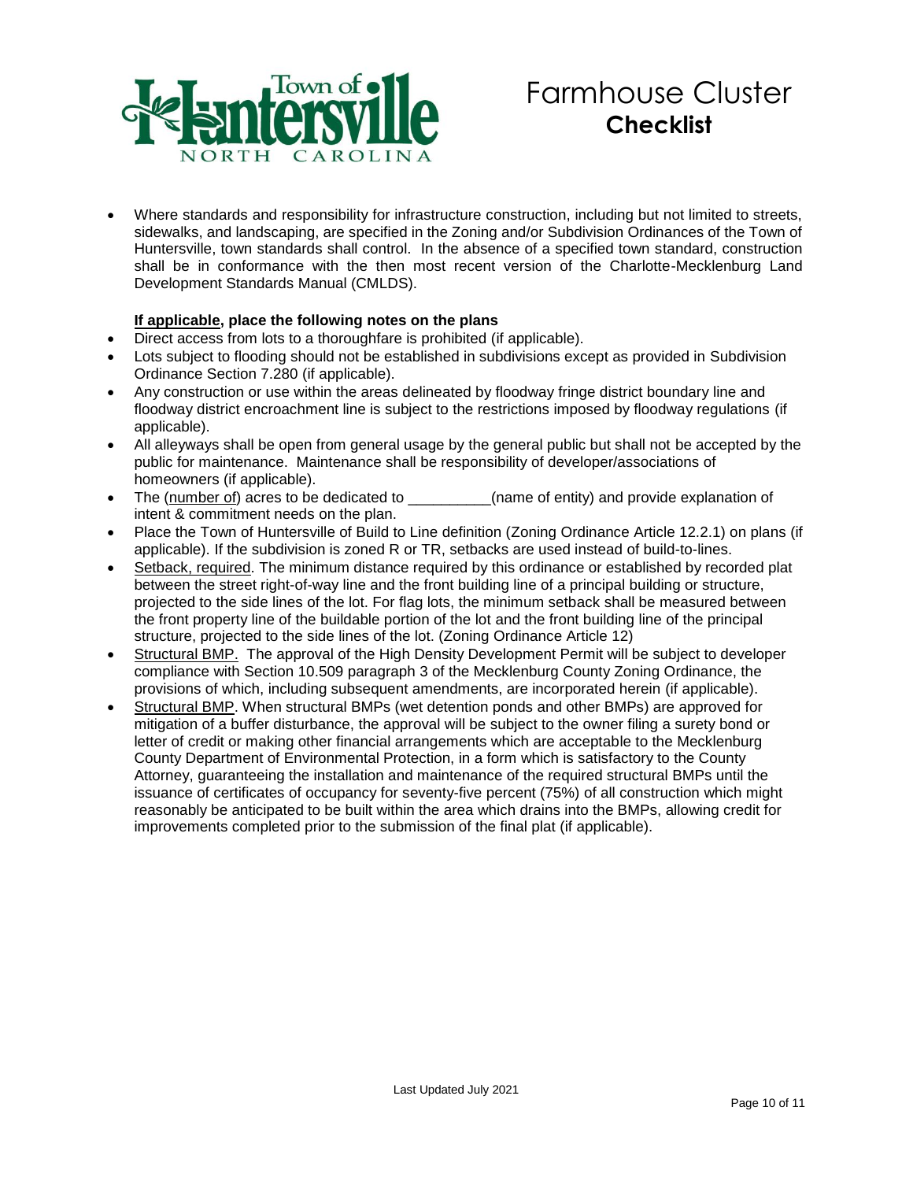- Where standards and responsibility for infrastructure construction, including but not limited to streets, sidewalks, and landscaping, are specified in the Zoning and/or Subdivision Ordinances of the Town of Huntersville, town standards shall control. In the absence of a specified town standard, construction shall be in conformance with the then most recent version of the Charlotte-Mecklenburg Land Development Standards Manual (CMLDS).

**If applicable, place the following notes on the plans**

- Direct access from lots to a thoroughfare is prohibited (if applicable).
- Lots subject to flooding should not be established in subdivisions except as provided in Subdivision Ordinance Section 7.280 (if applicable).
- Any construction or use within the areas delineated by floodway fringe district boundary line and floodway district encroachment line is subject to the restrictions imposed by floodway regulations (if applicable).
- All alleyways shall be open from general usage by the general public but shall not be accepted by the public for maintenance. Maintenance shall be responsibility of developer/associations of homeowners (if applicable).
- The (number of) acres to be dedicated to __________(name of entity) and provide explanation of intent & commitment needs on the plan.
- Place the Town of Huntersville of Build to Line definition (Zoning Ordinance Article 12.2.1) on plans (if applicable). If the subdivision is zoned R or TR, setbacks are used instead of build-to-lines.
- Setback, required. The minimum distance required by this ordinance or established by recorded plat between the street right-of-way line and the front building line of a principal building or structure, projected to the side lines of the lot. For flag lots, the minimum setback shall be measured between the front property line of the buildable portion of the lot and the front building line of the principal structure, projected to the side lines of the lot. (Zoning Ordinance Article 12)
- Structural BMP. The approval of the High Density Development Permit will be subject to developer compliance with Section 10.509 paragraph 3 of the Mecklenburg County Zoning Ordinance, the provisions of which, including subsequent amendments, are incorporated herein (if applicable).
- Structural BMP. When structural BMPs (wet detention ponds and other BMPs) are approved for mitigation of a buffer disturbance, the approval will be subject to the owner filing a surety bond or letter of credit or making other financial arrangements which are acceptable to the Mecklenburg County Department of Environmental Protection, in a form which is satisfactory to the County Attorney, guaranteeing the installation and maintenance of the required structural BMPs until the issuance of certificates of occupancy for seventy-five percent (75%) of all construction which might reasonably be anticipated to be built within the area which drains into the BMPs, allowing credit for improvements completed prior to the submission of the final plat (if applicable).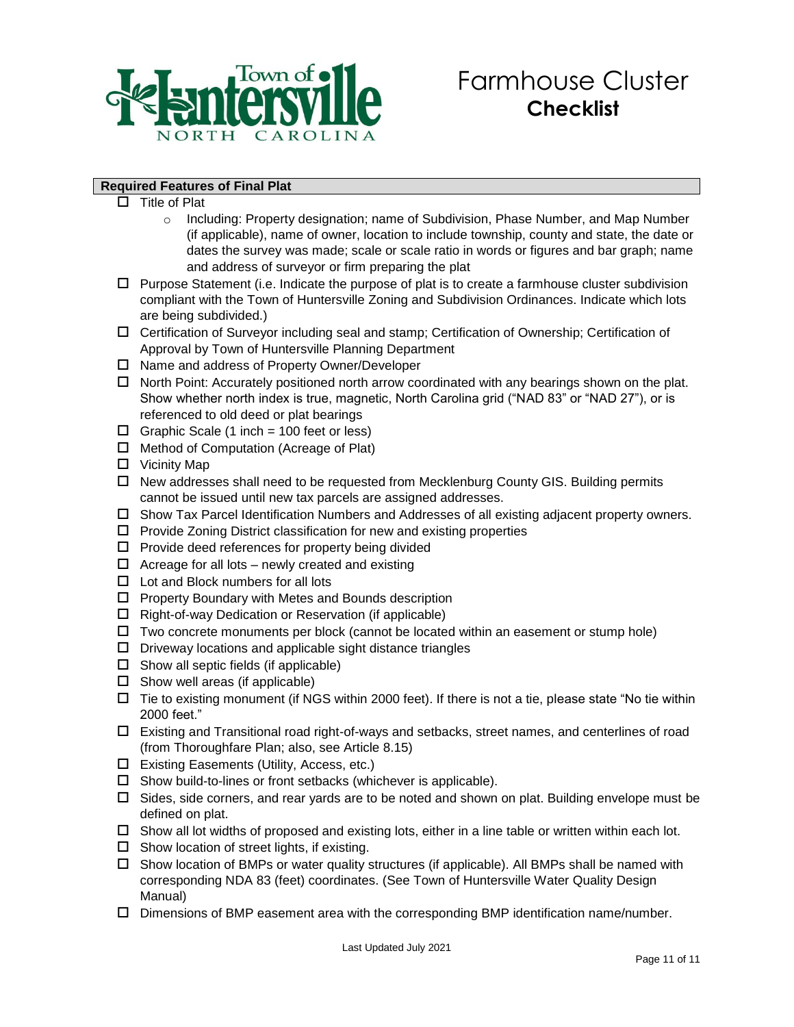# Farmhouse Cluster
## **Checklist**

**Required Features of Final Plat**

- ☐ Title of Plat
  - Including: Property designation; name of Subdivision, Phase Number, and Map Number (if applicable), name of owner, location to include township, county and state, the date or dates the survey was made; scale or scale ratio in words or figures and bar graph; name and address of surveyor or firm preparing the plat
- ☐ Purpose Statement (i.e. Indicate the purpose of plat is to create a farmhouse cluster subdivision compliant with the Town of Huntersville Zoning and Subdivision Ordinances. Indicate which lots are being subdivided.)
- ☐ Certification of Surveyor including seal and stamp; Certification of Ownership; Certification of Approval by Town of Huntersville Planning Department
- ☐ Name and address of Property Owner/Developer
- ☐ North Point: Accurately positioned north arrow coordinated with any bearings shown on the plat. Show whether north index is true, magnetic, North Carolina grid ("NAD 83" or "NAD 27"), or is referenced to old deed or plat bearings
- ☐ Graphic Scale (1 inch = 100 feet or less)
- ☐ Method of Computation (Acreage of Plat)
- ☐ Vicinity Map
- ☐ New addresses shall need to be requested from Mecklenburg County GIS. Building permits cannot be issued until new tax parcels are assigned addresses.
- ☐ Show Tax Parcel Identification Numbers and Addresses of all existing adjacent property owners.
- ☐ Provide Zoning District classification for new and existing properties
- ☐ Provide deed references for property being divided
- ☐ Acreage for all lots – newly created and existing
- ☐ Lot and Block numbers for all lots
- ☐ Property Boundary with Metes and Bounds description
- ☐ Right-of-way Dedication or Reservation (if applicable)
- ☐ Two concrete monuments per block (cannot be located within an easement or stump hole)
- ☐ Driveway locations and applicable sight distance triangles
- ☐ Show all septic fields (if applicable)
- ☐ Show well areas (if applicable)
- ☐ Tie to existing monument (if NGS within 2000 feet). If there is not a tie, please state "No tie within 2000 feet."
- ☐ Existing and Transitional road right-of-ways and setbacks, street names, and centerlines of road (from Thoroughfare Plan; also, see Article 8.15)
- ☐ Existing Easements (Utility, Access, etc.)
- ☐ Show build-to-lines or front setbacks (whichever is applicable).
- ☐ Sides, side corners, and rear yards are to be noted and shown on plat. Building envelope must be defined on plat.
- ☐ Show all lot widths of proposed and existing lots, either in a line table or written within each lot.
- ☐ Show location of street lights, if existing.
- ☐ Show location of BMPs or water quality structures (if applicable). All BMPs shall be named with corresponding NDA 83 (feet) coordinates. (See Town of Huntersville Water Quality Design Manual)
- ☐ Dimensions of BMP easement area with the corresponding BMP identification name/number.

Last Updated July 2021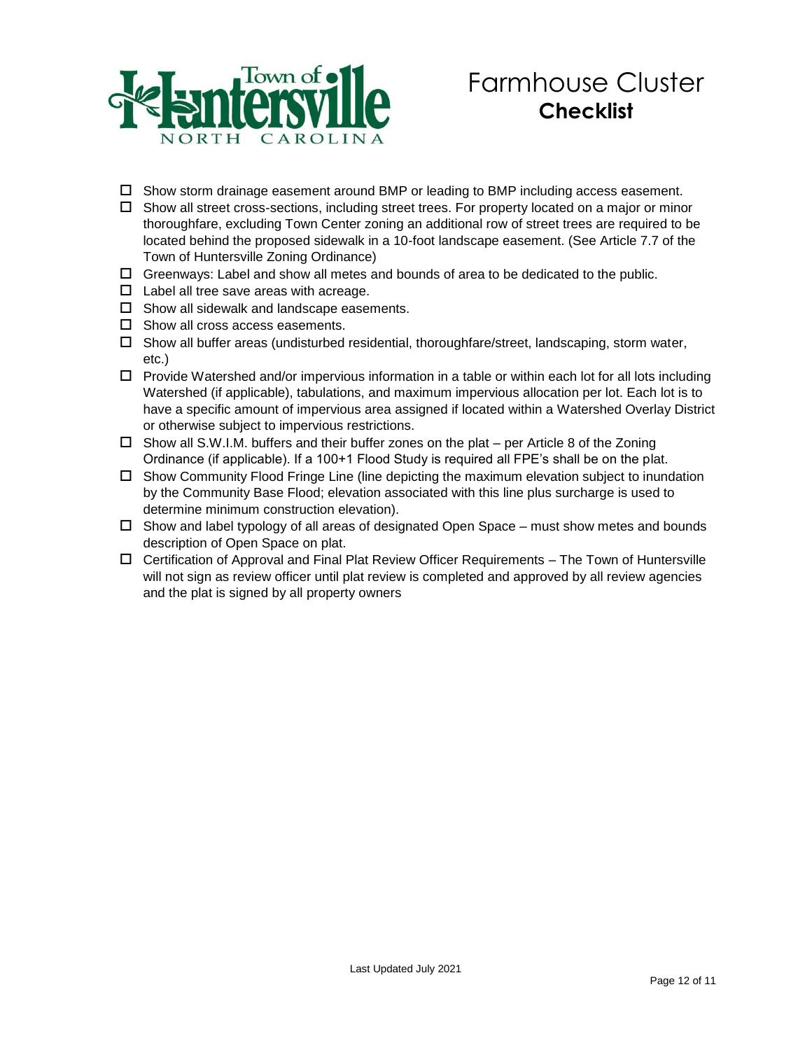# Farmhouse Cluster

## Checklist

- ☐ Show storm drainage easement around BMP or leading to BMP including access easement.
- ☐ Show all street cross-sections, including street trees. For property located on a major or minor thoroughfare, excluding Town Center zoning an additional row of street trees are required to be located behind the proposed sidewalk in a 10-foot landscape easement. (See Article 7.7 of the Town of Huntersville Zoning Ordinance)
- ☐ Greenways: Label and show all metes and bounds of area to be dedicated to the public.
- ☐ Label all tree save areas with acreage.
- ☐ Show all sidewalk and landscape easements.
- ☐ Show all cross access easements.
- ☐ Show all buffer areas (undisturbed residential, thoroughfare/street, landscaping, storm water, etc.)
- ☐ Provide Watershed and/or impervious information in a table or within each lot for all lots including Watershed (if applicable), tabulations, and maximum impervious allocation per lot. Each lot is to have a specific amount of impervious area assigned if located within a Watershed Overlay District or otherwise subject to impervious restrictions.
- ☐ Show all S.W.I.M. buffers and their buffer zones on the plat – per Article 8 of the Zoning Ordinance (if applicable). If a 100+1 Flood Study is required all FPE's shall be on the plat.
- ☐ Show Community Flood Fringe Line (line depicting the maximum elevation subject to inundation by the Community Base Flood; elevation associated with this line plus surcharge is used to determine minimum construction elevation).
- ☐ Show and label typology of all areas of designated Open Space – must show metes and bounds description of Open Space on plat.
- ☐ Certification of Approval and Final Plat Review Officer Requirements – The Town of Huntersville will not sign as review officer until plat review is completed and approved by all review agencies and the plat is signed by all property owners

Last Updated July 2021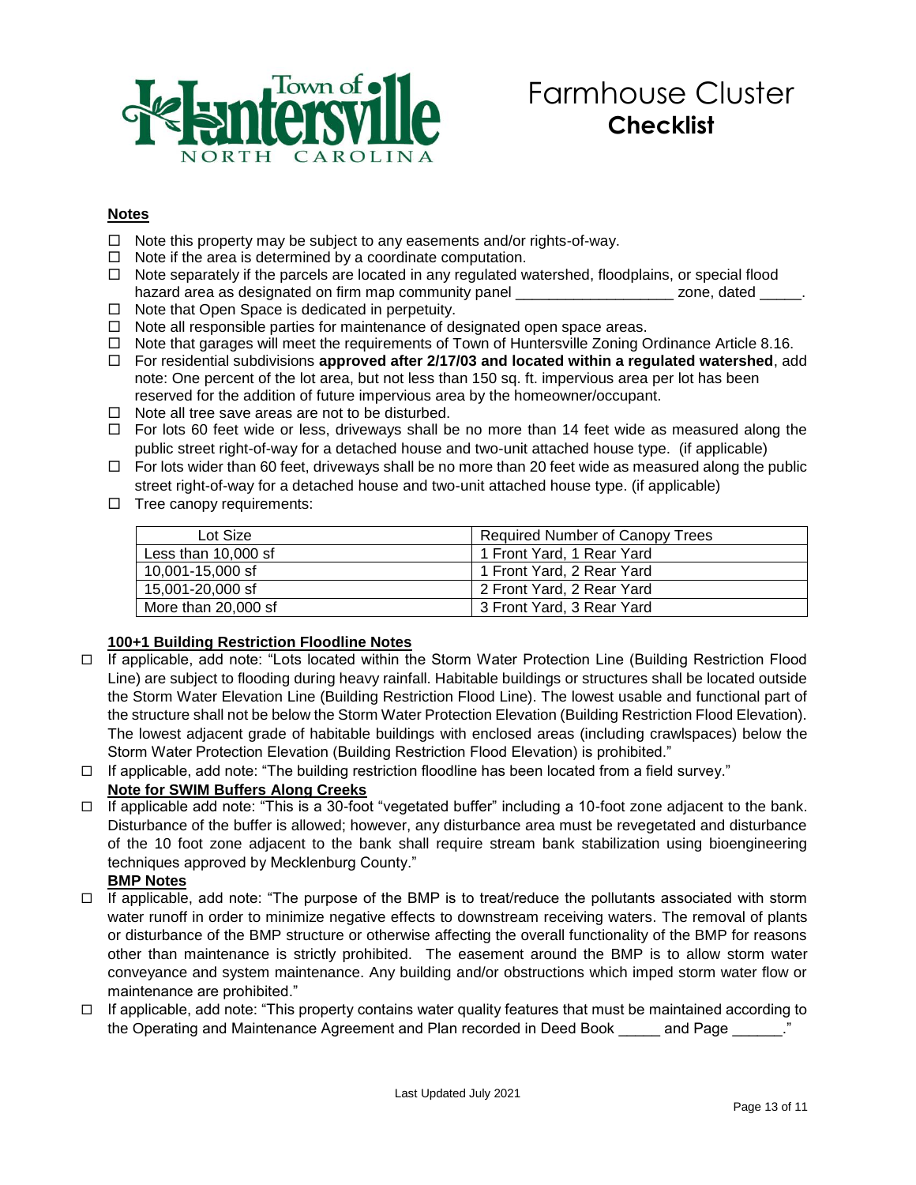# Farmhouse Cluster **Checklist**

**Notes**

- ☐ Note this property may be subject to any easements and/or rights-of-way.
- ☐ Note if the area is determined by a coordinate computation.
- ☐ Note separately if the parcels are located in any regulated watershed, floodplains, or special flood hazard area as designated on firm map community panel ___________________ zone, dated _____.
- ☐ Note that Open Space is dedicated in perpetuity.
- ☐ Note all responsible parties for maintenance of designated open space areas.
- ☐ Note that garages will meet the requirements of Town of Huntersville Zoning Ordinance Article 8.16.
- ☐ For residential subdivisions **approved after 2/17/03 and located within a regulated watershed**, add note: One percent of the lot area, but not less than 150 sq. ft. impervious area per lot has been reserved for the addition of future impervious area by the homeowner/occupant.
- ☐ Note all tree save areas are not to be disturbed.
- ☐ For lots 60 feet wide or less, driveways shall be no more than 14 feet wide as measured along the public street right-of-way for a detached house and two-unit attached house type. (if applicable)
- ☐ For lots wider than 60 feet, driveways shall be no more than 20 feet wide as measured along the public street right-of-way for a detached house and two-unit attached house type. (if applicable)
- ☐ Tree canopy requirements:

| Lot Size | Required Number of Canopy Trees |
|---|---|
| Less than 10,000 sf | 1 Front Yard, 1 Rear Yard |
| 10,001-15,000 sf | 1 Front Yard, 2 Rear Yard |
| 15,001-20,000 sf | 2 Front Yard, 2 Rear Yard |
| More than 20,000 sf | 3 Front Yard, 3 Rear Yard |

**100+1 Building Restriction Floodline Notes**

- ☐ If applicable, add note: "Lots located within the Storm Water Protection Line (Building Restriction Flood Line) are subject to flooding during heavy rainfall. Habitable buildings or structures shall be located outside the Storm Water Elevation Line (Building Restriction Flood Line). The lowest usable and functional part of the structure shall not be below the Storm Water Protection Elevation (Building Restriction Flood Elevation). The lowest adjacent grade of habitable buildings with enclosed areas (including crawlspaces) below the Storm Water Protection Elevation (Building Restriction Flood Elevation) is prohibited."
- ☐ If applicable, add note: "The building restriction floodline has been located from a field survey."

**Note for SWIM Buffers Along Creeks**

- ☐ If applicable add note: "This is a 30-foot "vegetated buffer" including a 10-foot zone adjacent to the bank. Disturbance of the buffer is allowed; however, any disturbance area must be revegetated and disturbance of the 10 foot zone adjacent to the bank shall require stream bank stabilization using bioengineering techniques approved by Mecklenburg County."

**BMP Notes**

- ☐ If applicable, add note: "The purpose of the BMP is to treat/reduce the pollutants associated with storm water runoff in order to minimize negative effects to downstream receiving waters. The removal of plants or disturbance of the BMP structure or otherwise affecting the overall functionality of the BMP for reasons other than maintenance is strictly prohibited. The easement around the BMP is to allow storm water conveyance and system maintenance. Any building and/or obstructions which imped storm water flow or maintenance are prohibited."
- ☐ If applicable, add note: "This property contains water quality features that must be maintained according to the Operating and Maintenance Agreement and Plan recorded in Deed Book _____ and Page ______."

Last Updated July 2021